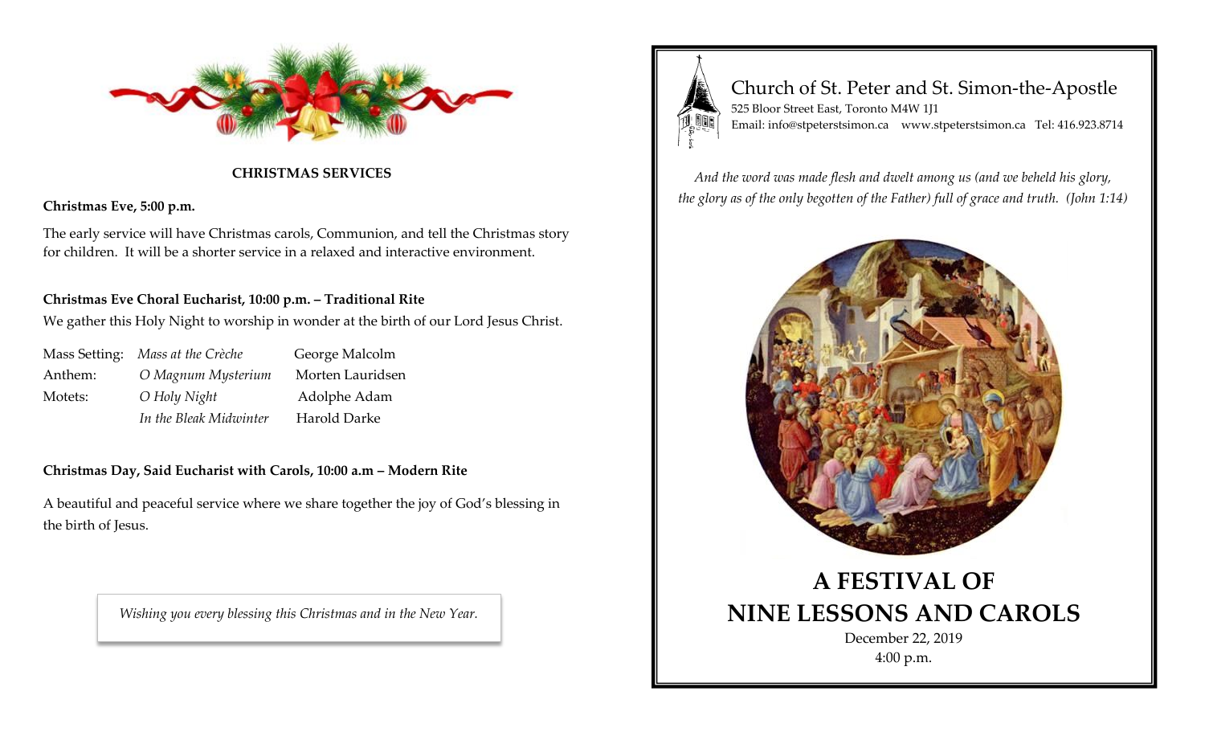## CHRISTMAS SERVICES

**Christmas Eve, 5:00 p.m.**

The early service will have Christmas carols, Communion, and tell the Christmas story for children. It will be a shorter service in a relaxed and interactive environment.

**Christmas Eve Choral Eucharist, 10:00 p.m. – Traditional Rite**

We gather this Holy Night to worship in wonder at the birth of our Lord Jesus Christ.

| | | |
|---|---|---|
| Mass Setting: | *Mass at the Crèche* | George Malcolm |
| Anthem: | *O Magnum Mysterium* | Morten Lauridsen |
| Motets: | *O Holy Night* | Adolphe Adam |
| | *In the Bleak Midwinter* | Harold Darke |

**Christmas Day, Said Eucharist with Carols, 10:00 a.m – Modern Rite**

A beautiful and peaceful service where we share together the joy of God's blessing in the birth of Jesus.

*Wishing you every blessing this Christmas and in the New Year.*

# Church of St. Peter and St. Simon-the-Apostle

525 Bloor Street East, Toronto M4W 1J1
Email: info@stpeterstsimon.ca www.stpeterstsimon.ca Tel: 416.923.8714

*And the word was made flesh and dwelt among us (and we beheld his glory, the glory as of the only begotten of the Father) full of grace and truth. (John 1:14)*

# A FESTIVAL OF NINE LESSONS AND CAROLS

December 22, 2019
4:00 p.m.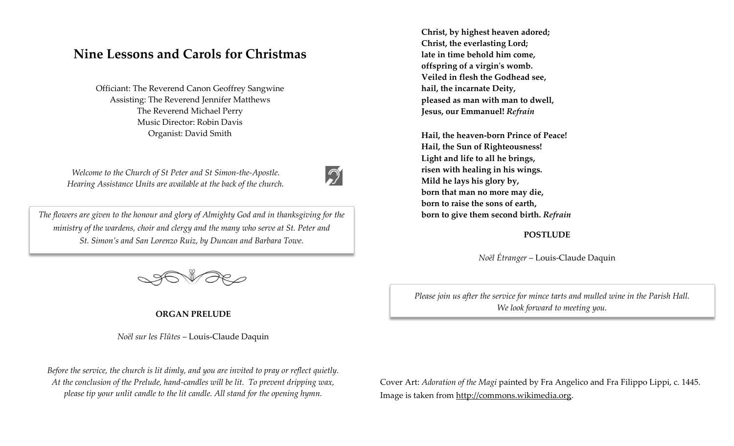# Nine Lessons and Carols for Christmas

Officiant: The Reverend Canon Geoffrey Sangwine
Assisting: The Reverend Jennifer Matthews
The Reverend Michael Perry
Music Director: Robin Davis
Organist: David Smith

*Welcome to the Church of St Peter and St Simon-the-Apostle.*
*Hearing Assistance Units are available at the back of the church.*

*The flowers are given to the honour and glory of Almighty God and in thanksgiving for the ministry of the wardens, choir and clergy and the many who serve at St. Peter and St. Simon's and San Lorenzo Ruiz, by Duncan and Barbara Towe.*

**ORGAN PRELUDE**

*Noël sur les Flûtes* – Louis-Claude Daquin

*Before the service, the church is lit dimly, and you are invited to pray or reflect quietly. At the conclusion of the Prelude, hand-candles will be lit. To prevent dripping wax, please tip your unlit candle to the lit candle. All stand for the opening hymn.*

**Christ, by highest heaven adored;**
**Christ, the everlasting Lord;**
**late in time behold him come,**
**offspring of a virgin's womb.**
**Veiled in flesh the Godhead see,**
**hail, the incarnate Deity,**
**pleased as man with man to dwell,**
**Jesus, our Emmanuel!** ***Refrain***

**Hail, the heaven-born Prince of Peace!**
**Hail, the Sun of Righteousness!**
**Light and life to all he brings,**
**risen with healing in his wings.**
**Mild he lays his glory by,**
**born that man no more may die,**
**born to raise the sons of earth,**
**born to give them second birth.** ***Refrain***

**POSTLUDE**

*Noël Étranger* – Louis-Claude Daquin

*Please join us after the service for mince tarts and mulled wine in the Parish Hall.*
*We look forward to meeting you.*

Cover Art: *Adoration of the Magi* painted by Fra Angelico and Fra Filippo Lippi, c. 1445.
Image is taken from http://commons.wikimedia.org.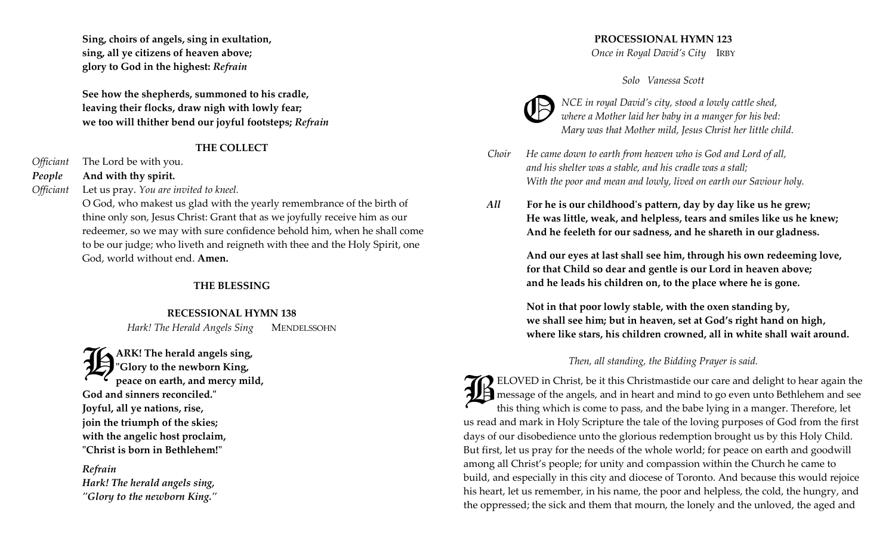**Sing, choirs of angels, sing in exultation,**
**sing, all ye citizens of heaven above;**
**glory to God in the highest:** ***Refrain***

**See how the shepherds, summoned to his cradle,**
**leaving their flocks, draw nigh with lowly fear;**
**we too will thither bend our joyful footsteps;** ***Refrain***

### THE COLLECT

*Officiant* The Lord be with you.
***People*** **And with thy spirit.**
*Officiant* Let us pray. *You are invited to kneel.*
O God, who makest us glad with the yearly remembrance of the birth of thine only son, Jesus Christ: Grant that as we joyfully receive him as our redeemer, so we may with sure confidence behold him, when he shall come to be our judge; who liveth and reigneth with thee and the Holy Spirit, one God, world without end. **Amen.**

### THE BLESSING

### RECESSIONAL HYMN 138

*Hark! The Herald Angels Sing* MENDELSSOHN

**HARK! The herald angels sing,**
**"Glory to the newborn King,**
**peace on earth, and mercy mild,**
**God and sinners reconciled."**
**Joyful, all ye nations, rise,**
**join the triumph of the skies;**
**with the angelic host proclaim,**
**"Christ is born in Bethlehem!"**

***Refrain***
***Hark! The herald angels sing,***
***"Glory to the newborn King."***

### PROCESSIONAL HYMN 123

*Once in Royal David's City* IRBY

*Solo Vanessa Scott*

*ONCE in royal David's city, stood a lowly cattle shed,*
*where a Mother laid her baby in a manger for his bed:*
*Mary was that Mother mild, Jesus Christ her little child.*

*Choir* *He came down to earth from heaven who is God and Lord of all,*
*and his shelter was a stable, and his cradle was a stall;*
*With the poor and mean and lowly, lived on earth our Saviour holy.*

***All*** **For he is our childhood's pattern, day by day like us he grew;**
**He was little, weak, and helpless, tears and smiles like us he knew;**
**And he feeleth for our sadness, and he shareth in our gladness.**

**And our eyes at last shall see him, through his own redeeming love,**
**for that Child so dear and gentle is our Lord in heaven above;**
**and he leads his children on, to the place where he is gone.**

**Not in that poor lowly stable, with the oxen standing by,**
**we shall see him; but in heaven, set at God's right hand on high,**
**where like stars, his children crowned, all in white shall wait around.**

*Then, all standing, the Bidding Prayer is said.*

BELOVED in Christ, be it this Christmastide our care and delight to hear again the message of the angels, and in heart and mind to go even unto Bethlehem and see this thing which is come to pass, and the babe lying in a manger. Therefore, let us read and mark in Holy Scripture the tale of the loving purposes of God from the first days of our disobedience unto the glorious redemption brought us by this Holy Child. But first, let us pray for the needs of the whole world; for peace on earth and goodwill among all Christ's people; for unity and compassion within the Church he came to build, and especially in this city and diocese of Toronto. And because this would rejoice his heart, let us remember, in his name, the poor and helpless, the cold, the hungry, and the oppressed; the sick and them that mourn, the lonely and the unloved, the aged and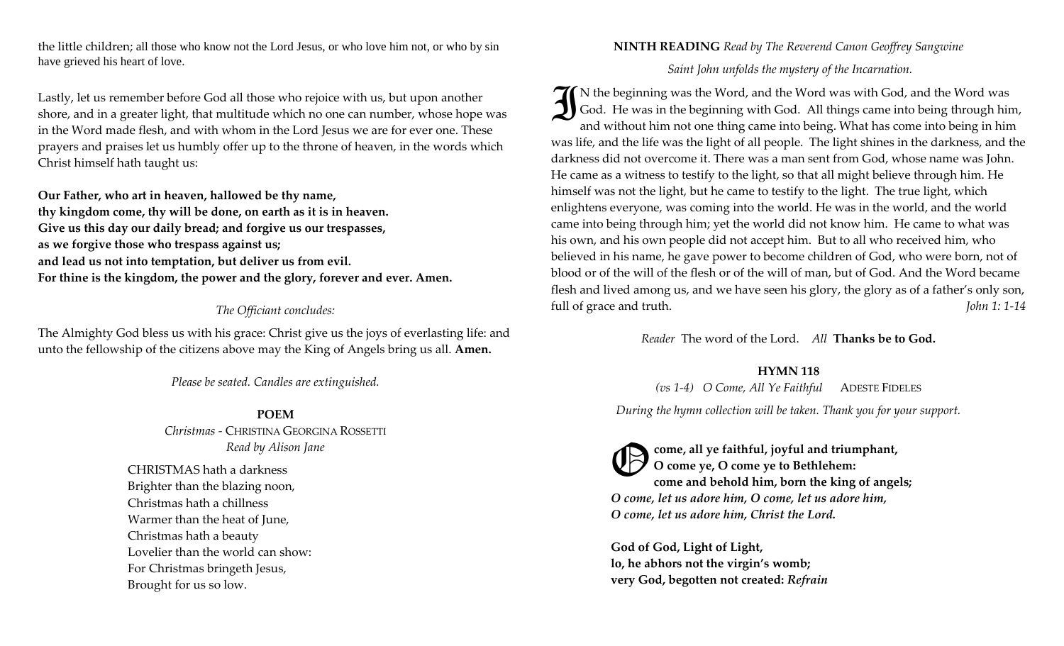the little children; all those who know not the Lord Jesus, or who love him not, or who by sin have grieved his heart of love.

Lastly, let us remember before God all those who rejoice with us, but upon another shore, and in a greater light, that multitude which no one can number, whose hope was in the Word made flesh, and with whom in the Lord Jesus we are for ever one. These prayers and praises let us humbly offer up to the throne of heaven, in the words which Christ himself hath taught us:

**Our Father, who art in heaven, hallowed be thy name,**
**thy kingdom come, thy will be done, on earth as it is in heaven.**
**Give us this day our daily bread; and forgive us our trespasses,**
**as we forgive those who trespass against us;**
**and lead us not into temptation, but deliver us from evil.**
**For thine is the kingdom, the power and the glory, forever and ever. Amen.**

*The Officiant concludes:*

The Almighty God bless us with his grace: Christ give us the joys of everlasting life: and unto the fellowship of the citizens above may the King of Angels bring us all. **Amen.**

*Please be seated. Candles are extinguished.*

**POEM**

*Christmas* - CHRISTINA GEORGINA ROSSETTI
*Read by Alison Jane*

CHRISTMAS hath a darkness
Brighter than the blazing noon,
Christmas hath a chillness
Warmer than the heat of June,
Christmas hath a beauty
Lovelier than the world can show:
For Christmas bringeth Jesus,
Brought for us so low.

**NINTH READING** *Read by The Reverend Canon Geoffrey Sangwine*

*Saint John unfolds the mystery of the Incarnation.*

IN the beginning was the Word, and the Word was with God, and the Word was God. He was in the beginning with God. All things came into being through him, and without him not one thing came into being. What has come into being in him was life, and the life was the light of all people. The light shines in the darkness, and the darkness did not overcome it. There was a man sent from God, whose name was John. He came as a witness to testify to the light, so that all might believe through him. He himself was not the light, but he came to testify to the light. The true light, which enlightens everyone, was coming into the world. He was in the world, and the world came into being through him; yet the world did not know him. He came to what was his own, and his own people did not accept him. But to all who received him, who believed in his name, he gave power to become children of God, who were born, not of blood or of the will of the flesh or of the will of man, but of God. And the Word became flesh and lived among us, and we have seen his glory, the glory as of a father's only son, full of grace and truth. *John 1: 1-14*

*Reader* The word of the Lord. *All* **Thanks be to God.**

**HYMN 118**

*(vs 1-4) O Come, All Ye Faithful* ADESTE FIDELES

*During the hymn collection will be taken. Thank you for your support.*

**O come, all ye faithful, joyful and triumphant,**
**O come ye, O come ye to Bethlehem:**
**come and behold him, born the king of angels;**
***O come, let us adore him, O come, let us adore him,***
***O come, let us adore him, Christ the Lord.***

**God of God, Light of Light,**
**lo, he abhors not the virgin's womb;**
**very God, begotten not created:** ***Refrain***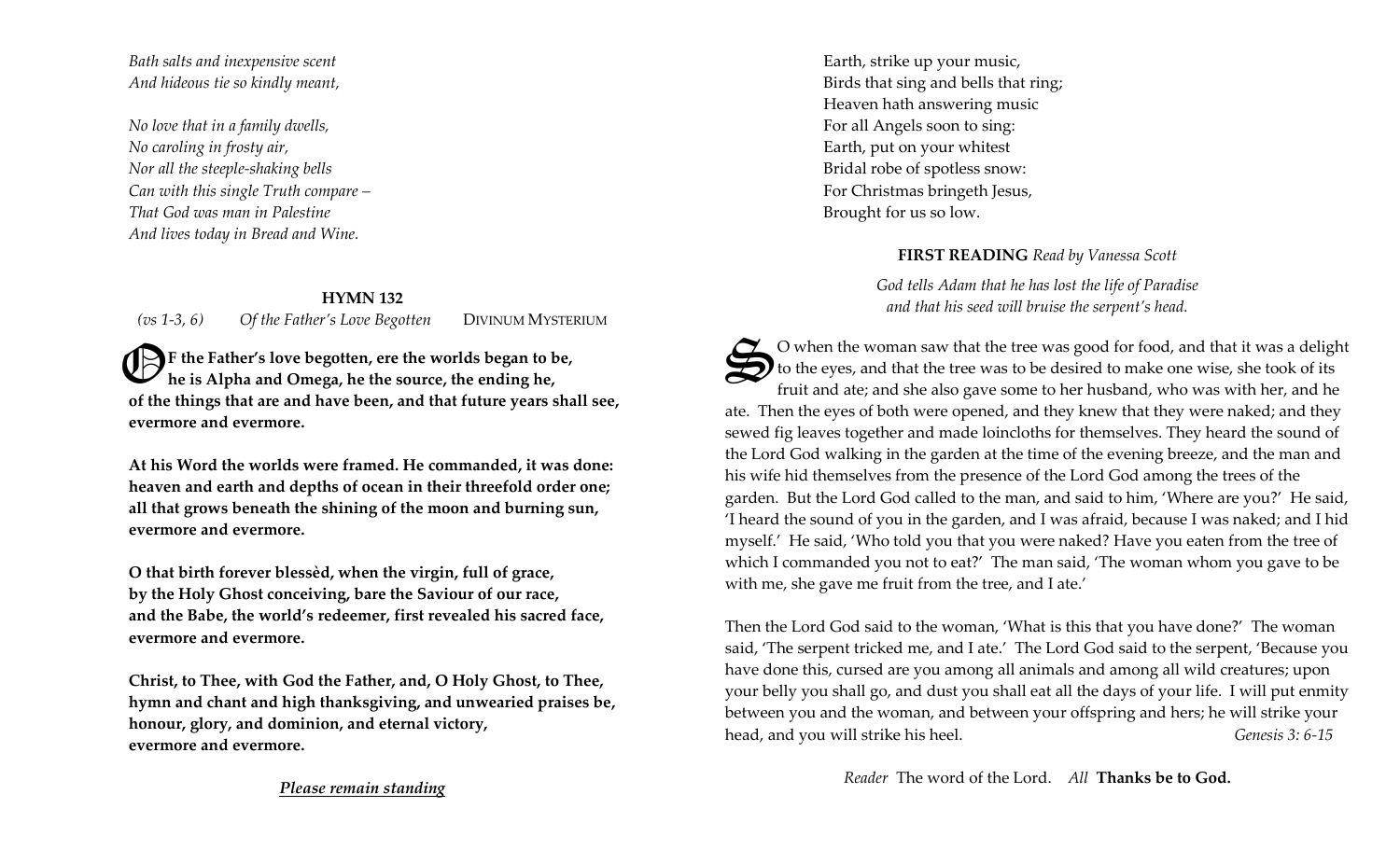*Bath salts and inexpensive scent*
*And hideous tie so kindly meant,*

*No love that in a family dwells,*
*No caroling in frosty air,*
*Nor all the steeple-shaking bells*
*Can with this single Truth compare –*
*That God was man in Palestine*
*And lives today in Bread and Wine.*

### HYMN 132

*(vs 1-3, 6)* *Of the Father's Love Begotten* DIVINUM MYSTERIUM

**OF the Father's love begotten, ere the worlds began to be,**
**he is Alpha and Omega, he the source, the ending he,**
**of the things that are and have been, and that future years shall see,**
**evermore and evermore.**

**At his Word the worlds were framed. He commanded, it was done:**
**heaven and earth and depths of ocean in their threefold order one;**
**all that grows beneath the shining of the moon and burning sun,**
**evermore and evermore.**

**O that birth forever blessèd, when the virgin, full of grace,**
**by the Holy Ghost conceiving, bare the Saviour of our race,**
**and the Babe, the world's redeemer, first revealed his sacred face,**
**evermore and evermore.**

**Christ, to Thee, with God the Father, and, O Holy Ghost, to Thee,**
**hymn and chant and high thanksgiving, and unwearied praises be,**
**honour, glory, and dominion, and eternal victory,**
**evermore and evermore.**

***Please remain standing***

Earth, strike up your music,
Birds that sing and bells that ring;
Heaven hath answering music
For all Angels soon to sing:
Earth, put on your whitest
Bridal robe of spotless snow:
For Christmas bringeth Jesus,
Brought for us so low.

### FIRST READING *Read by Vanessa Scott*

*God tells Adam that he has lost the life of Paradise*
*and that his seed will bruise the serpent's head.*

SO when the woman saw that the tree was good for food, and that it was a delight to the eyes, and that the tree was to be desired to make one wise, she took of its fruit and ate; and she also gave some to her husband, who was with her, and he ate. Then the eyes of both were opened, and they knew that they were naked; and they sewed fig leaves together and made loincloths for themselves. They heard the sound of the Lord God walking in the garden at the time of the evening breeze, and the man and his wife hid themselves from the presence of the Lord God among the trees of the garden. But the Lord God called to the man, and said to him, 'Where are you?' He said, 'I heard the sound of you in the garden, and I was afraid, because I was naked; and I hid myself.' He said, 'Who told you that you were naked? Have you eaten from the tree of which I commanded you not to eat?' The man said, 'The woman whom you gave to be with me, she gave me fruit from the tree, and I ate.'

Then the Lord God said to the woman, 'What is this that you have done?' The woman said, 'The serpent tricked me, and I ate.' The Lord God said to the serpent, 'Because you have done this, cursed are you among all animals and among all wild creatures; upon your belly you shall go, and dust you shall eat all the days of your life. I will put enmity between you and the woman, and between your offspring and hers; he will strike your head, and you will strike his heel. *Genesis 3: 6-15*

*Reader* The word of the Lord. *All* **Thanks be to God.**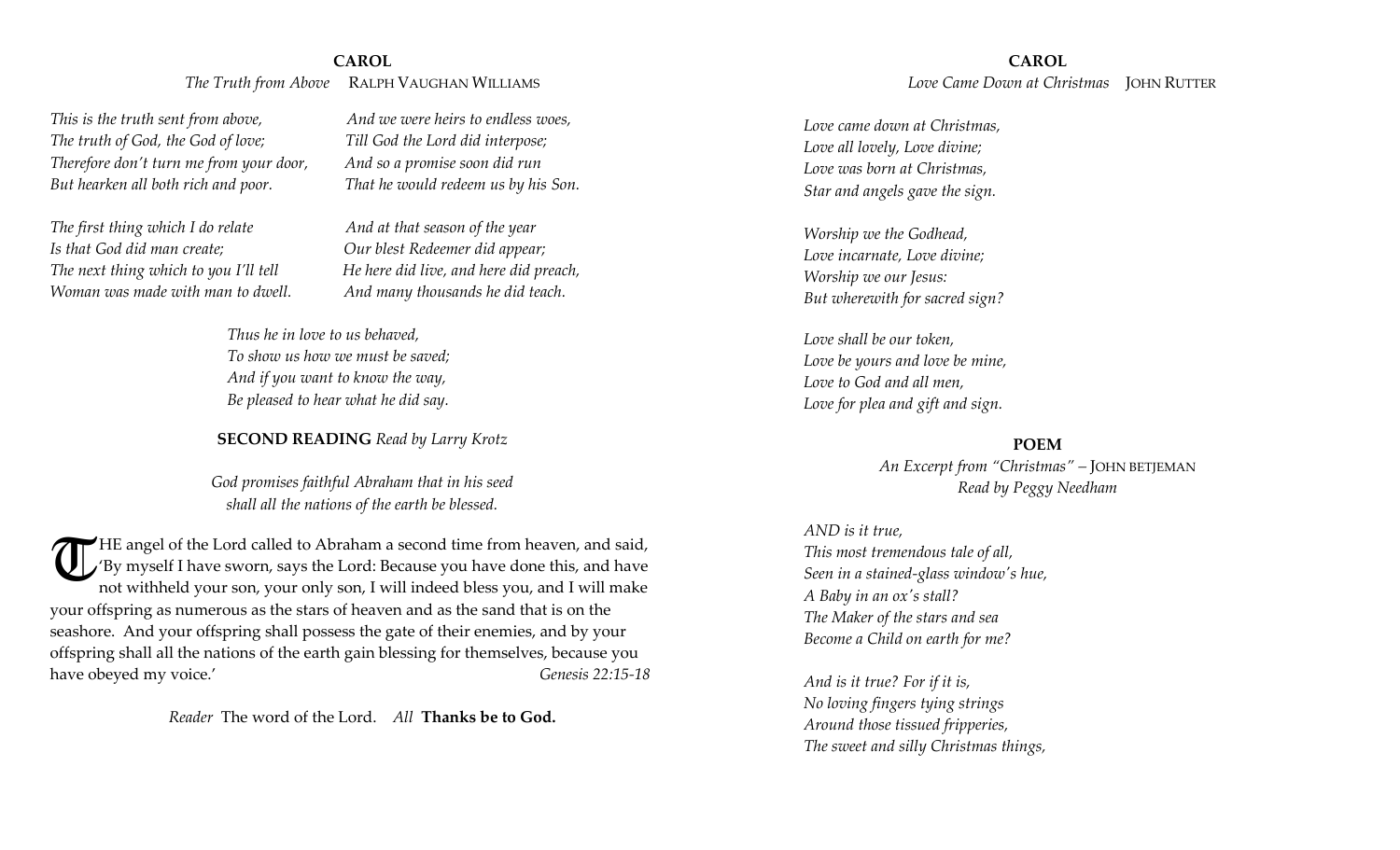**CAROL**

*The Truth from Above* RALPH VAUGHAN WILLIAMS

*This is the truth sent from above,*
*The truth of God, the God of love;*
*Therefore don't turn me from your door,*
*But hearken all both rich and poor.*

*The first thing which I do relate*
*Is that God did man create;*
*The next thing which to you I'll tell*
*Woman was made with man to dwell.*

*And we were heirs to endless woes,*
*Till God the Lord did interpose;*
*And so a promise soon did run*
*That he would redeem us by his Son.*

*And at that season of the year*
*Our blest Redeemer did appear;*
*He here did live, and here did preach,*
*And many thousands he did teach.*

*Thus he in love to us behaved,*
*To show us how we must be saved;*
*And if you want to know the way,*
*Be pleased to hear what he did say.*

**SECOND READING** *Read by Larry Krotz*

*God promises faithful Abraham that in his seed shall all the nations of the earth be blessed.*

THE angel of the Lord called to Abraham a second time from heaven, and said, 'By myself I have sworn, says the Lord: Because you have done this, and have not withheld your son, your only son, I will indeed bless you, and I will make your offspring as numerous as the stars of heaven and as the sand that is on the seashore. And your offspring shall possess the gate of their enemies, and by your offspring shall all the nations of the earth gain blessing for themselves, because you have obeyed my voice.' *Genesis 22:15-18*

*Reader* The word of the Lord. *All* **Thanks be to God.**

**CAROL**

*Love Came Down at Christmas* JOHN RUTTER

*Love came down at Christmas,*
*Love all lovely, Love divine;*
*Love was born at Christmas,*
*Star and angels gave the sign.*

*Worship we the Godhead,*
*Love incarnate, Love divine;*
*Worship we our Jesus:*
*But wherewith for sacred sign?*

*Love shall be our token,*
*Love be yours and love be mine,*
*Love to God and all men,*
*Love for plea and gift and sign.*

**POEM**

*An Excerpt from "Christmas"* – JOHN BETJEMAN
*Read by Peggy Needham*

*AND is it true,*
*This most tremendous tale of all,*
*Seen in a stained-glass window's hue,*
*A Baby in an ox's stall?*
*The Maker of the stars and sea*
*Become a Child on earth for me?*

*And is it true? For if it is,*
*No loving fingers tying strings*
*Around those tissued fripperies,*
*The sweet and silly Christmas things,*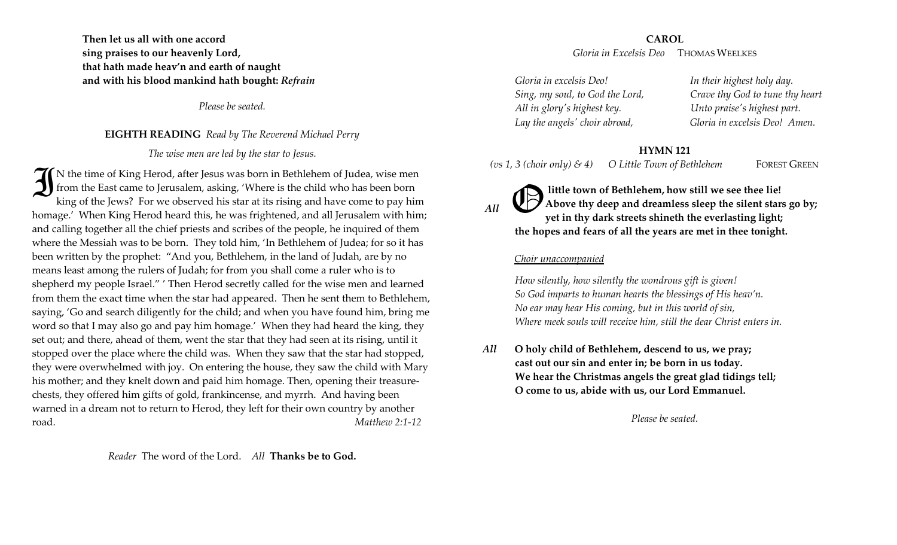**Then let us all with one accord**
**sing praises to our heavenly Lord,**
**that hath made heav'n and earth of naught**
**and with his blood mankind hath bought:** ***Refrain***

*Please be seated.*

**EIGHTH READING** *Read by The Reverend Michael Perry*

*The wise men are led by the star to Jesus.*

IN the time of King Herod, after Jesus was born in Bethlehem of Judea, wise men from the East came to Jerusalem, asking, 'Where is the child who has been born king of the Jews? For we observed his star at its rising and have come to pay him homage.' When King Herod heard this, he was frightened, and all Jerusalem with him; and calling together all the chief priests and scribes of the people, he inquired of them where the Messiah was to be born. They told him, 'In Bethlehem of Judea; for so it has been written by the prophet: "And you, Bethlehem, in the land of Judah, are by no means least among the rulers of Judah; for from you shall come a ruler who is to shepherd my people Israel." ' Then Herod secretly called for the wise men and learned from them the exact time when the star had appeared. Then he sent them to Bethlehem, saying, 'Go and search diligently for the child; and when you have found him, bring me word so that I may also go and pay him homage.' When they had heard the king, they set out; and there, ahead of them, went the star that they had seen at its rising, until it stopped over the place where the child was. When they saw that the star had stopped, they were overwhelmed with joy. On entering the house, they saw the child with Mary his mother; and they knelt down and paid him homage. Then, opening their treasure-chests, they offered him gifts of gold, frankincense, and myrrh. And having been warned in a dream not to return to Herod, they left for their own country by another road. *Matthew 2:1-12*

*Reader* The word of the Lord. *All* **Thanks be to God.**

**CAROL**

*Gloria in Excelsis Deo* THOMAS WEELKES

*Gloria in excelsis Deo!*
*Sing, my soul, to God the Lord,*
*All in glory's highest key.*
*Lay the angels' choir abroad,*
*In their highest holy day.*
*Crave thy God to tune thy heart*
*Unto praise's highest part.*
*Gloria in excelsis Deo! Amen.*

**HYMN 121**

*(vs 1, 3 (choir only) & 4)* *O Little Town of Bethlehem* FOREST GREEN

*All* **O little town of Bethlehem, how still we see thee lie!**
**Above thy deep and dreamless sleep the silent stars go by;**
**yet in thy dark streets shineth the everlasting light;**
**the hopes and fears of all the years are met in thee tonight.**

*Choir unaccompanied*

*How silently, how silently the wondrous gift is given!*
*So God imparts to human hearts the blessings of His heav'n.*
*No ear may hear His coming, but in this world of sin,*
*Where meek souls will receive him, still the dear Christ enters in.*

*All* **O holy child of Bethlehem, descend to us, we pray;**
**cast out our sin and enter in; be born in us today.**
**We hear the Christmas angels the great glad tidings tell;**
**O come to us, abide with us, our Lord Emmanuel.**

*Please be seated.*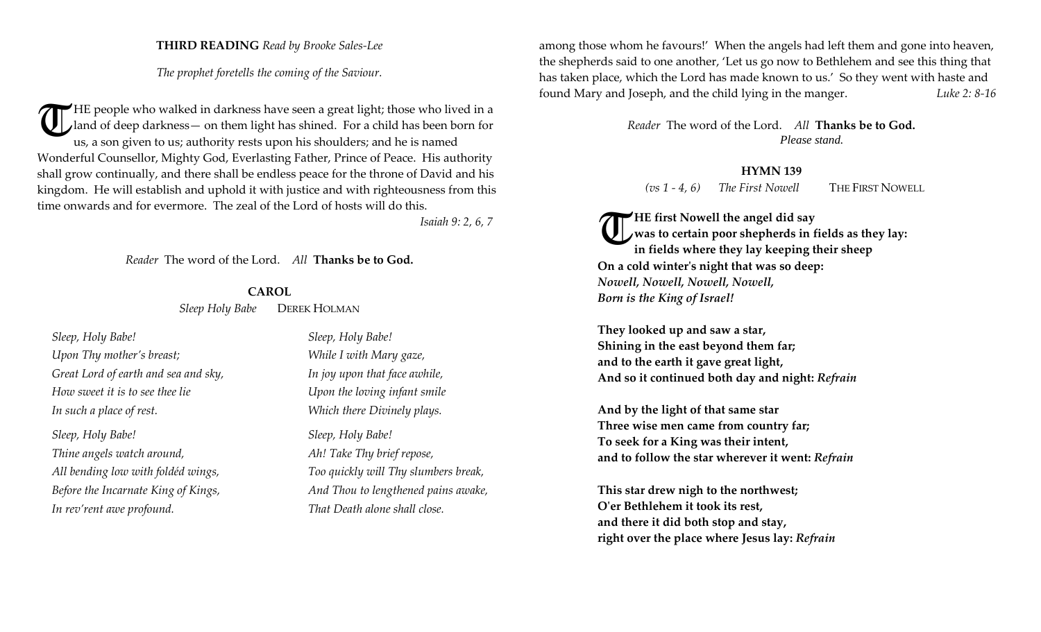**THIRD READING** *Read by Brooke Sales-Lee*

*The prophet foretells the coming of the Saviour.*

THE people who walked in darkness have seen a great light; those who lived in a land of deep darkness— on them light has shined. For a child has been born for us, a son given to us; authority rests upon his shoulders; and he is named Wonderful Counsellor, Mighty God, Everlasting Father, Prince of Peace. His authority shall grow continually, and there shall be endless peace for the throne of David and his kingdom. He will establish and uphold it with justice and with righteousness from this time onwards and for evermore. The zeal of the Lord of hosts will do this.

*Isaiah 9: 2, 6, 7*

*Reader* The word of the Lord. *All* **Thanks be to God.**

**CAROL**

*Sleep Holy Babe* DEREK HOLMAN

*Sleep, Holy Babe!*
*Upon Thy mother's breast;*
*Great Lord of earth and sea and sky,*
*How sweet it is to see thee lie*
*In such a place of rest.*

*Sleep, Holy Babe!*
*Thine angels watch around,*
*All bending low with foldéd wings,*
*Before the Incarnate King of Kings,*
*In rev'rent awe profound.*

*Sleep, Holy Babe!*
*While I with Mary gaze,*
*In joy upon that face awhile,*
*Upon the loving infant smile*
*Which there Divinely plays.*

*Sleep, Holy Babe!*
*Ah! Take Thy brief repose,*
*Too quickly will Thy slumbers break,*
*And Thou to lengthened pains awake,*
*That Death alone shall close.*

among those whom he favours!' When the angels had left them and gone into heaven, the shepherds said to one another, 'Let us go now to Bethlehem and see this thing that has taken place, which the Lord has made known to us.' So they went with haste and found Mary and Joseph, and the child lying in the manger. *Luke 2: 8-16*

*Reader* The word of the Lord. *All* **Thanks be to God.**

*Please stand.*

**HYMN 139**

*(vs 1 - 4, 6)* *The First Nowell* THE FIRST NOWELL

**THE first Nowell the angel did say**
**was to certain poor shepherds in fields as they lay:**
**in fields where they lay keeping their sheep**
**On a cold winter's night that was so deep:**
***Nowell, Nowell, Nowell, Nowell,***
***Born is the King of Israel!***

**They looked up and saw a star,**
**Shining in the east beyond them far;**
**and to the earth it gave great light,**
**And so it continued both day and night:** ***Refrain***

**And by the light of that same star**
**Three wise men came from country far;**
**To seek for a King was their intent,**
**and to follow the star wherever it went:** ***Refrain***

**This star drew nigh to the northwest;**
**O'er Bethlehem it took its rest,**
**and there it did both stop and stay,**
**right over the place where Jesus lay:** ***Refrain***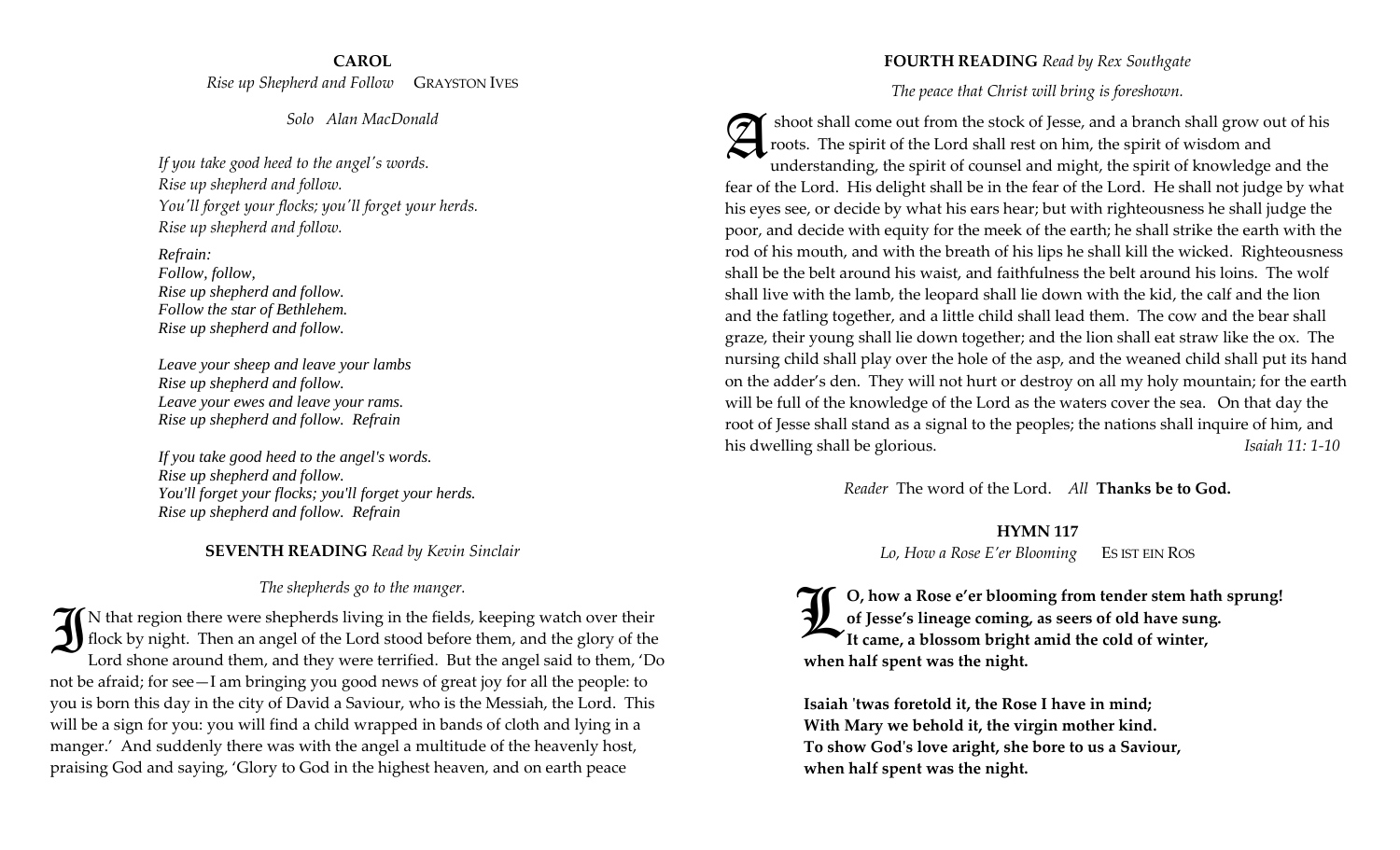**CAROL**

*Rise up Shepherd and Follow* GRAYSTON IVES

*Solo Alan MacDonald*

*If you take good heed to the angel's words.*
*Rise up shepherd and follow.*
*You'll forget your flocks; you'll forget your herds.*
*Rise up shepherd and follow.*

*Refrain:*
*Follow, follow,*
*Rise up shepherd and follow.*
*Follow the star of Bethlehem.*
*Rise up shepherd and follow.*

*Leave your sheep and leave your lambs*
*Rise up shepherd and follow.*
*Leave your ewes and leave your rams.*
*Rise up shepherd and follow. Refrain*

*If you take good heed to the angel's words.*
*Rise up shepherd and follow.*
*You'll forget your flocks; you'll forget your herds.*
*Rise up shepherd and follow. Refrain*

**SEVENTH READING** *Read by Kevin Sinclair*

*The shepherds go to the manger.*

IN that region there were shepherds living in the fields, keeping watch over their flock by night. Then an angel of the Lord stood before them, and the glory of the Lord shone around them, and they were terrified. But the angel said to them, 'Do not be afraid; for see—I am bringing you good news of great joy for all the people: to you is born this day in the city of David a Saviour, who is the Messiah, the Lord. This will be a sign for you: you will find a child wrapped in bands of cloth and lying in a manger.' And suddenly there was with the angel a multitude of the heavenly host, praising God and saying, 'Glory to God in the highest heaven, and on earth peace

**FOURTH READING** *Read by Rex Southgate*

*The peace that Christ will bring is foreshown.*

A shoot shall come out from the stock of Jesse, and a branch shall grow out of his roots. The spirit of the Lord shall rest on him, the spirit of wisdom and understanding, the spirit of counsel and might, the spirit of knowledge and the fear of the Lord. His delight shall be in the fear of the Lord. He shall not judge by what his eyes see, or decide by what his ears hear; but with righteousness he shall judge the poor, and decide with equity for the meek of the earth; he shall strike the earth with the rod of his mouth, and with the breath of his lips he shall kill the wicked. Righteousness shall be the belt around his waist, and faithfulness the belt around his loins. The wolf shall live with the lamb, the leopard shall lie down with the kid, the calf and the lion and the fatling together, and a little child shall lead them. The cow and the bear shall graze, their young shall lie down together; and the lion shall eat straw like the ox. The nursing child shall play over the hole of the asp, and the weaned child shall put its hand on the adder's den. They will not hurt or destroy on all my holy mountain; for the earth will be full of the knowledge of the Lord as the waters cover the sea. On that day the root of Jesse shall stand as a signal to the peoples; the nations shall inquire of him, and his dwelling shall be glorious. *Isaiah 11: 1-10*

*Reader* The word of the Lord. *All* **Thanks be to God.**

**HYMN 117**

*Lo, How a Rose E'er Blooming* ES IST EIN ROS

**LO, how a Rose e'er blooming from tender stem hath sprung!**
**of Jesse's lineage coming, as seers of old have sung.**
**It came, a blossom bright amid the cold of winter,**
**when half spent was the night.**

**Isaiah 'twas foretold it, the Rose I have in mind;**
**With Mary we behold it, the virgin mother kind.**
**To show God's love aright, she bore to us a Saviour,**
**when half spent was the night.**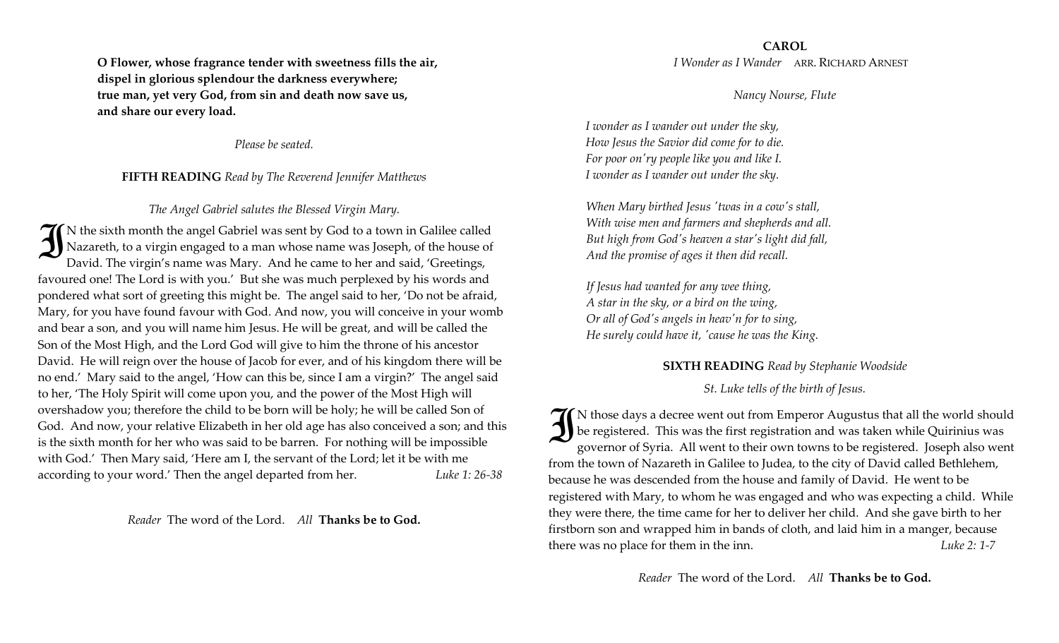**O Flower, whose fragrance tender with sweetness fills the air,**
**dispel in glorious splendour the darkness everywhere;**
**true man, yet very God, from sin and death now save us,**
**and share our every load.**

*Please be seated.*

**FIFTH READING** *Read by The Reverend Jennifer Matthews*

*The Angel Gabriel salutes the Blessed Virgin Mary.*

IN the sixth month the angel Gabriel was sent by God to a town in Galilee called Nazareth, to a virgin engaged to a man whose name was Joseph, of the house of David. The virgin's name was Mary. And he came to her and said, 'Greetings, favoured one! The Lord is with you.' But she was much perplexed by his words and pondered what sort of greeting this might be. The angel said to her, 'Do not be afraid, Mary, for you have found favour with God. And now, you will conceive in your womb and bear a son, and you will name him Jesus. He will be great, and will be called the Son of the Most High, and the Lord God will give to him the throne of his ancestor David. He will reign over the house of Jacob for ever, and of his kingdom there will be no end.' Mary said to the angel, 'How can this be, since I am a virgin?' The angel said to her, 'The Holy Spirit will come upon you, and the power of the Most High will overshadow you; therefore the child to be born will be holy; he will be called Son of God. And now, your relative Elizabeth in her old age has also conceived a son; and this is the sixth month for her who was said to be barren. For nothing will be impossible with God.' Then Mary said, 'Here am I, the servant of the Lord; let it be with me according to your word.' Then the angel departed from her. *Luke 1: 26-38*

*Reader* The word of the Lord. *All* **Thanks be to God.**

**CAROL**

*I Wonder as I Wander* ARR. RICHARD ARNEST

*Nancy Nourse, Flute*

*I wonder as I wander out under the sky,*
*How Jesus the Savior did come for to die.*
*For poor on'ry people like you and like I.*
*I wonder as I wander out under the sky.*

*When Mary birthed Jesus 'twas in a cow's stall,*
*With wise men and farmers and shepherds and all.*
*But high from God's heaven a star's light did fall,*
*And the promise of ages it then did recall.*

*If Jesus had wanted for any wee thing,*
*A star in the sky, or a bird on the wing,*
*Or all of God's angels in heav'n for to sing,*
*He surely could have it, 'cause he was the King.*

**SIXTH READING** *Read by Stephanie Woodside*

*St. Luke tells of the birth of Jesus.*

IN those days a decree went out from Emperor Augustus that all the world should be registered. This was the first registration and was taken while Quirinius was governor of Syria. All went to their own towns to be registered. Joseph also went from the town of Nazareth in Galilee to Judea, to the city of David called Bethlehem, because he was descended from the house and family of David. He went to be registered with Mary, to whom he was engaged and who was expecting a child. While they were there, the time came for her to deliver her child. And she gave birth to her firstborn son and wrapped him in bands of cloth, and laid him in a manger, because there was no place for them in the inn. *Luke 2: 1-7*

*Reader* The word of the Lord. *All* **Thanks be to God.**